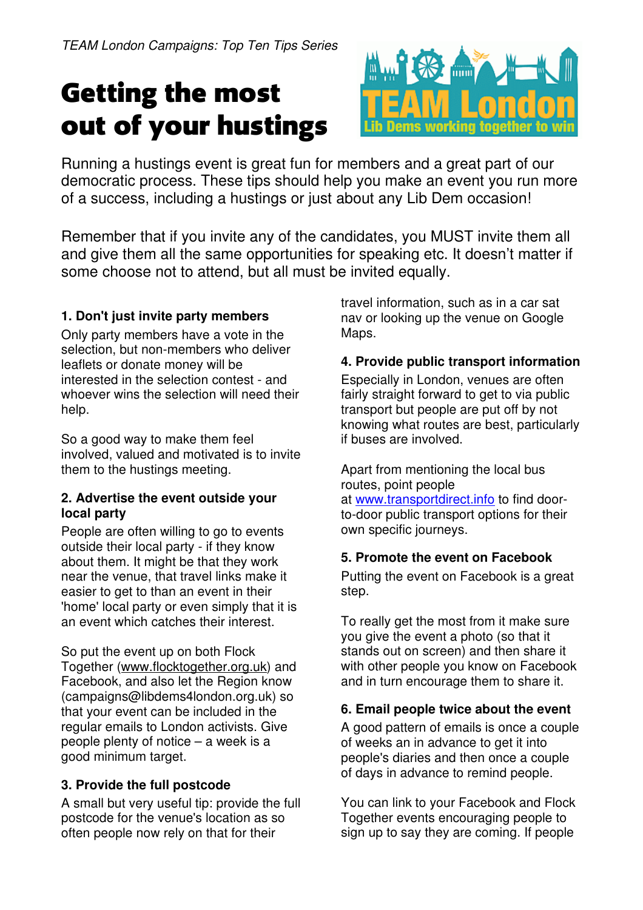*TEAM London Campaigns: Top Ten Tips Series*

# Getting the most out of your hustings

Running a hustings event is great fun for members and a great part of our democratic process. These tips should help you make an event you run more of a success, including a hustings or just about any Lib Dem occasion!

Remember that if you invite any of the candidates, you MUST invite them all and give them all the same opportunities for speaking etc. It doesn't matter if some choose not to attend, but all must be invited equally.

### 1. Don't just invite party members

Only party members have a vote in the selection, but non-members who deliver leaflets or donate money will be interested in the selection contest - and whoever wins the selection will need their help.

So a good way to make them feel involved, valued and motivated is to invite them to the hustings meeting.

### 2. Advertise the event outside your local party

People are often willing to go to events outside their local party - if they know about them. It might be that they work near the venue, that travel links make it easier to get to than an event in their 'home' local party or even simply that it is an event which catches their interest.

So put the event up on both Flock Together (www.flocktogether.org.uk) and Facebook, and also let the Region know (campaigns@libdems4london.org.uk) so that your event can be included in the regular emails to London activists. Give people plenty of notice – a week is a good minimum target.

### 3. Provide the full postcode

A small but very useful tip: provide the full postcode for the venue's location as so often people now rely on that for their travel information, such as in a car sat nav or looking up the venue on Google Maps.

### 4. Provide public transport information

Especially in London, venues are often fairly straight forward to get to via public transport but people are put off by not knowing what routes are best, particularly if buses are involved.

Apart from mentioning the local bus routes, point people at www.transportdirect.info to find door-to-door public transport options for their own specific journeys.

### 5. Promote the event on Facebook

Putting the event on Facebook is a great step.

To really get the most from it make sure you give the event a photo (so that it stands out on screen) and then share it with other people you know on Facebook and in turn encourage them to share it.

### 6. Email people twice about the event

A good pattern of emails is once a couple of weeks an in advance to get it into people's diaries and then once a couple of days in advance to remind people.

You can link to your Facebook and Flock Together events encouraging people to sign up to say they are coming. If people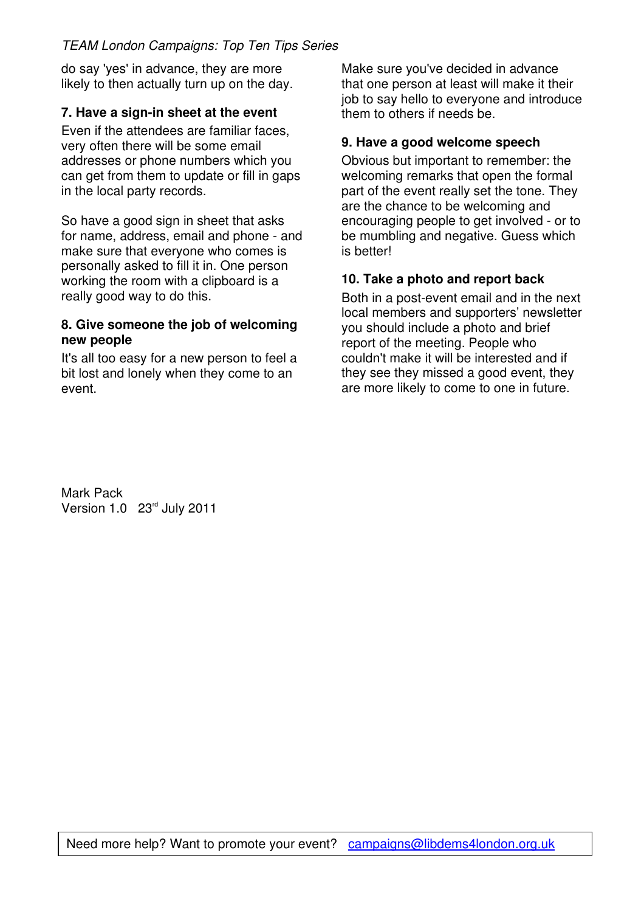do say 'yes' in advance, they are more likely to then actually turn up on the day.

### 7. Have a sign-in sheet at the event

Even if the attendees are familiar faces, very often there will be some email addresses or phone numbers which you can get from them to update or fill in gaps in the local party records.

So have a good sign in sheet that asks for name, address, email and phone - and make sure that everyone who comes is personally asked to fill it in. One person working the room with a clipboard is a really good way to do this.

### 8. Give someone the job of welcoming new people

It's all too easy for a new person to feel a bit lost and lonely when they come to an event.

Make sure you've decided in advance that one person at least will make it their job to say hello to everyone and introduce them to others if needs be.

### 9. Have a good welcome speech

Obvious but important to remember: the welcoming remarks that open the formal part of the event really set the tone. They are the chance to be welcoming and encouraging people to get involved - or to be mumbling and negative. Guess which is better!

### 10. Take a photo and report back

Both in a post-event email and in the next local members and supporters' newsletter you should include a photo and brief report of the meeting. People who couldn't make it will be interested and if they see they missed a good event, they are more likely to come to one in future.

Mark Pack
Version 1.0 23rd July 2011

Need more help? Want to promote your event? campaigns@libdems4london.org.uk